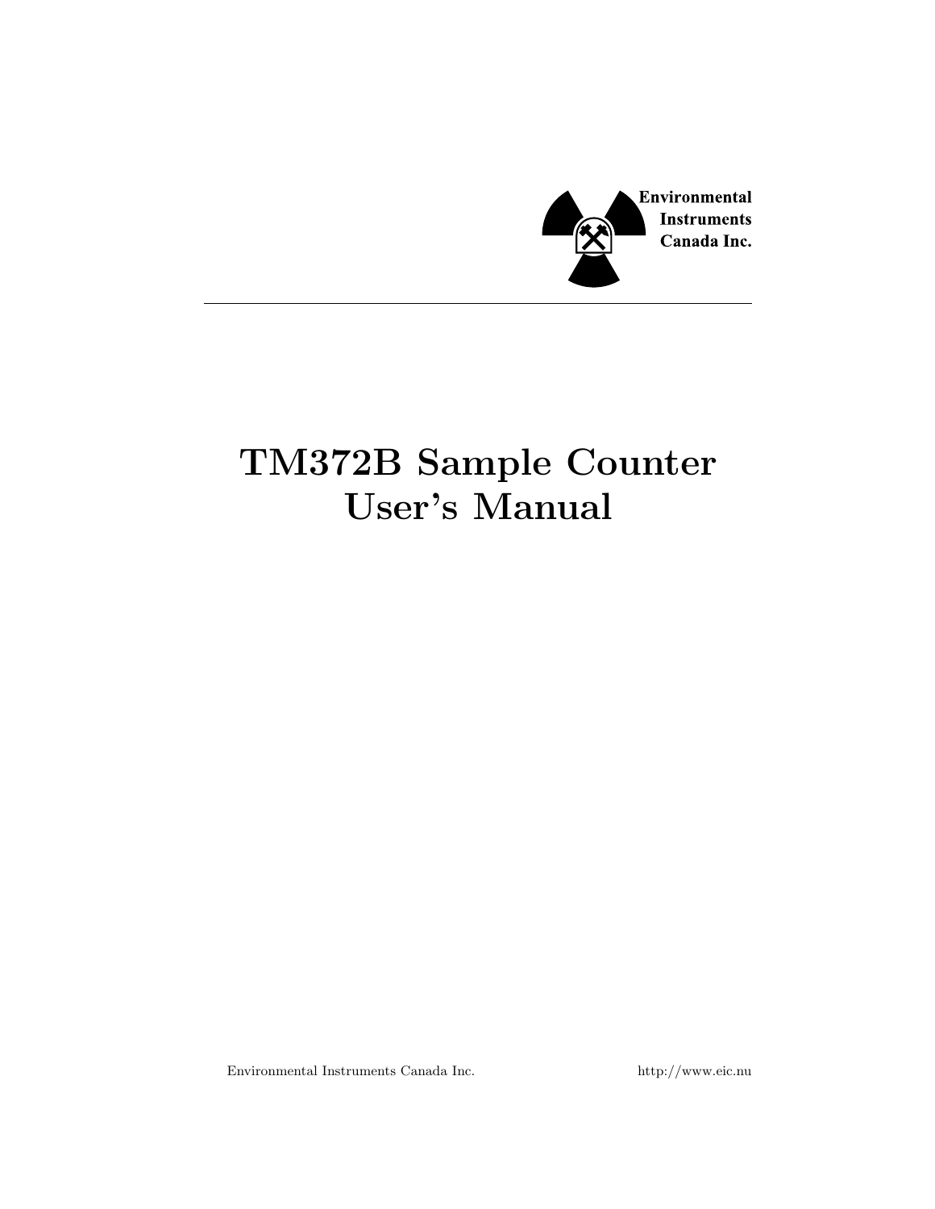Environmental
Instruments
Canada Inc.

---

# TM372B Sample Counter User's Manual

Environmental Instruments Canada Inc. http://www.eic.nu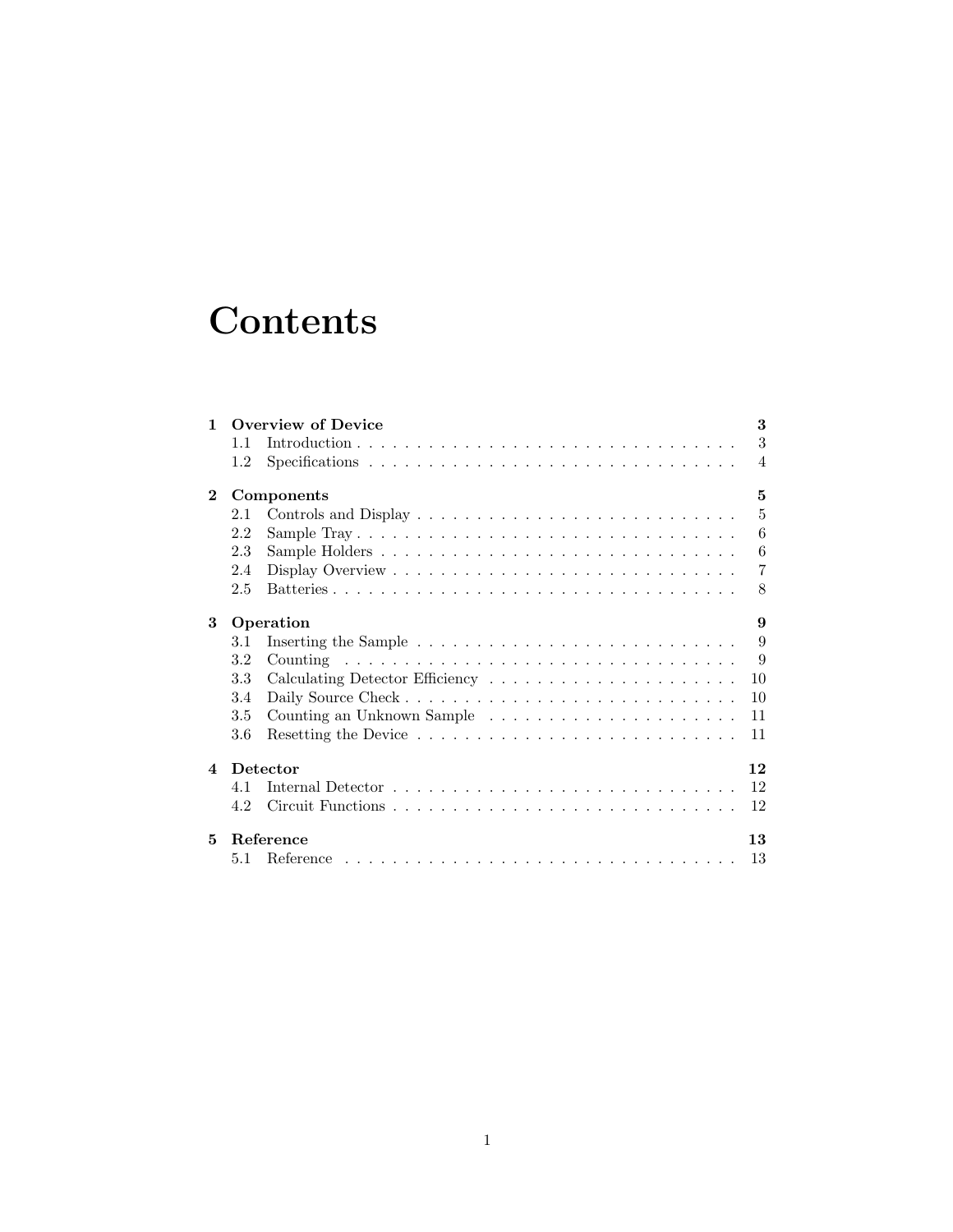# Contents

**1 Overview of Device** **3**
- 1.1 Introduction . . . . . . . . . . 3
- 1.2 Specifications . . . . . . . . . . 4

**2 Components** **5**
- 2.1 Controls and Display . . . . . . . . . . 5
- 2.2 Sample Tray . . . . . . . . . . 6
- 2.3 Sample Holders . . . . . . . . . . 6
- 2.4 Display Overview . . . . . . . . . . 7
- 2.5 Batteries . . . . . . . . . . 8

**3 Operation** **9**
- 3.1 Inserting the Sample . . . . . . . . . . 9
- 3.2 Counting . . . . . . . . . . 9
- 3.3 Calculating Detector Efficiency . . . . . . . . . . 10
- 3.4 Daily Source Check . . . . . . . . . . 10
- 3.5 Counting an Unknown Sample . . . . . . . . . . 11
- 3.6 Resetting the Device . . . . . . . . . . 11

**4 Detector** **12**
- 4.1 Internal Detector . . . . . . . . . . 12
- 4.2 Circuit Functions . . . . . . . . . . 12

**5 Reference** **13**
- 5.1 Reference . . . . . . . . . . 13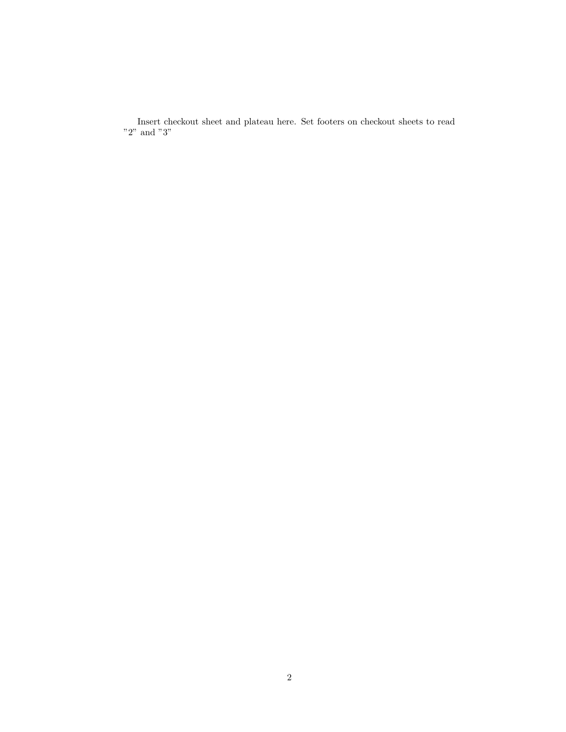Insert checkout sheet and plateau here. Set footers on checkout sheets to read "2" and "3"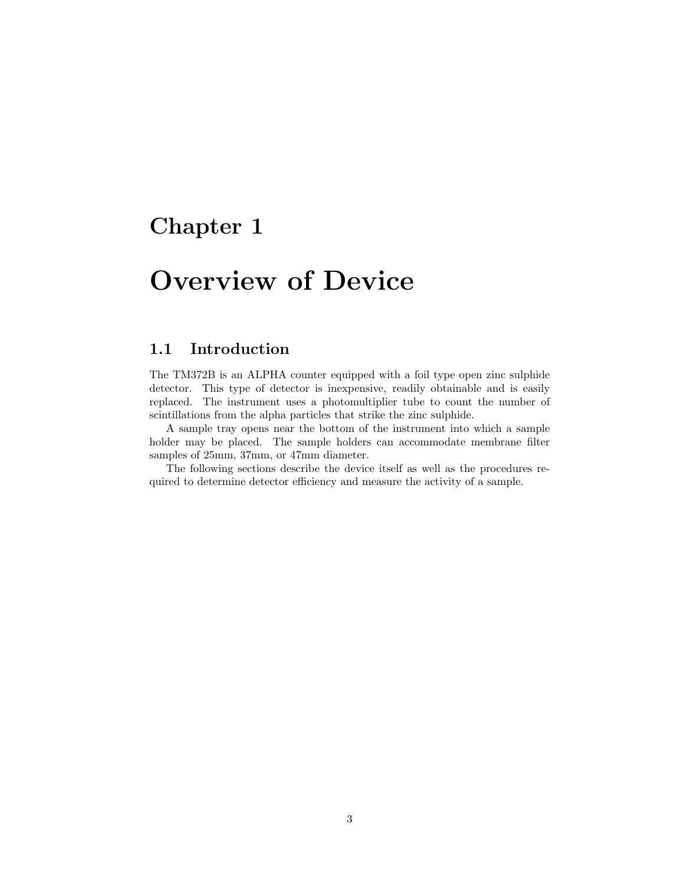# Chapter 1

# Overview of Device

## 1.1 Introduction

The TM372B is an ALPHA counter equipped with a foil type open zinc sulphide detector. This type of detector is inexpensive, readily obtainable and is easily replaced. The instrument uses a photomultiplier tube to count the number of scintillations from the alpha particles that strike the zinc sulphide.

A sample tray opens near the bottom of the instrument into which a sample holder may be placed. The sample holders can accommodate membrane filter samples of 25mm, 37mm, or 47mm diameter.

The following sections describe the device itself as well as the procedures required to determine detector efficiency and measure the activity of a sample.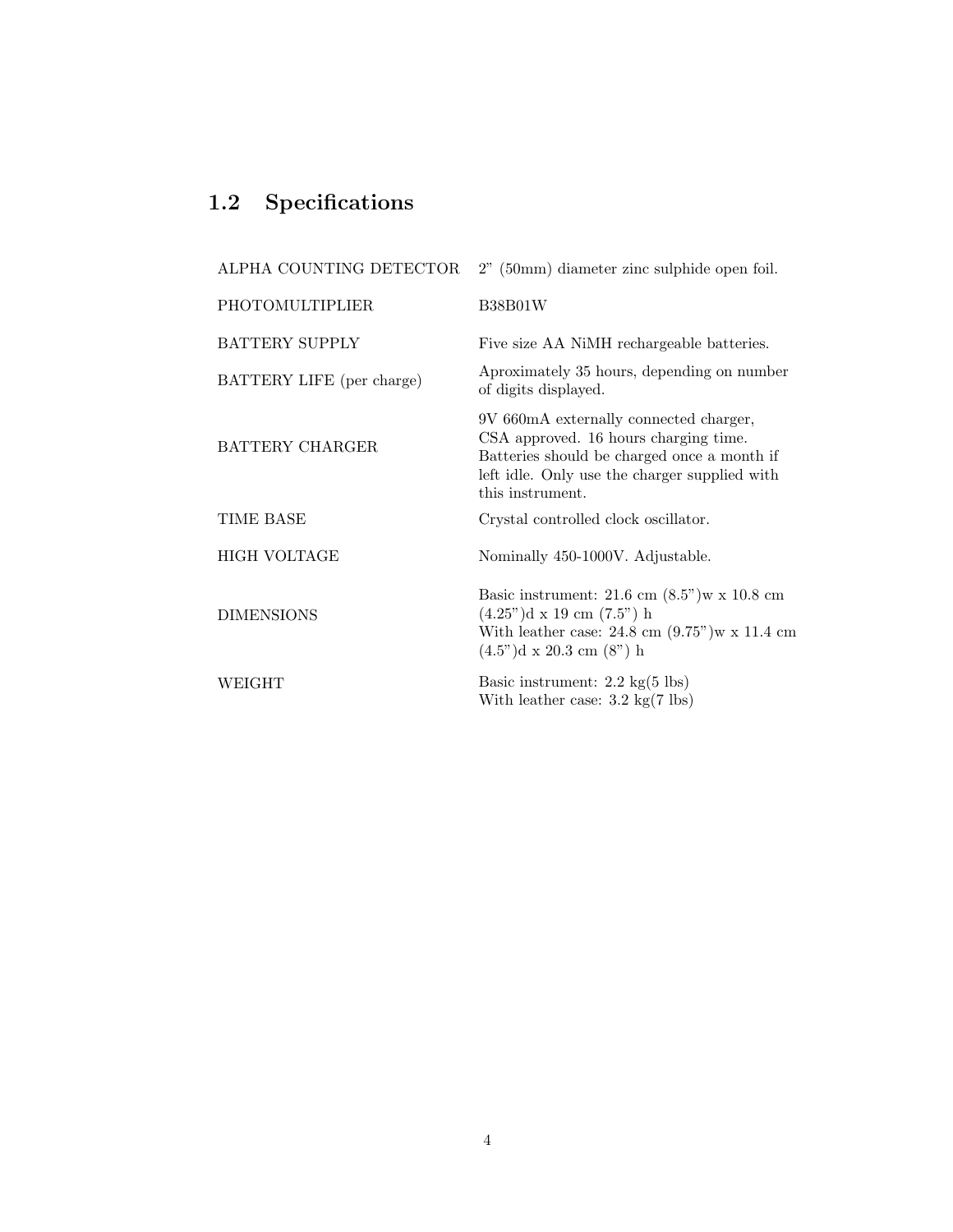## 1.2 Specifications

| | |
|---|---|
| ALPHA COUNTING DETECTOR | 2" (50mm) diameter zinc sulphide open foil. |
| PHOTOMULTIPLIER | B38B01W |
| BATTERY SUPPLY | Five size AA NiMH rechargeable batteries. |
| BATTERY LIFE (per charge) | Aproximately 35 hours, depending on number of digits displayed. |
| BATTERY CHARGER | 9V 660mA externally connected charger, CSA approved. 16 hours charging time. Batteries should be charged once a month if left idle. Only use the charger supplied with this instrument. |
| TIME BASE | Crystal controlled clock oscillator. |
| HIGH VOLTAGE | Nominally 450-1000V. Adjustable. |
| DIMENSIONS | Basic instrument: 21.6 cm (8.5")w x 10.8 cm (4.25")d x 19 cm (7.5") h<br>With leather case: 24.8 cm (9.75")w x 11.4 cm (4.5")d x 20.3 cm (8") h |
| WEIGHT | Basic instrument: 2.2 kg(5 lbs)<br>With leather case: 3.2 kg(7 lbs) |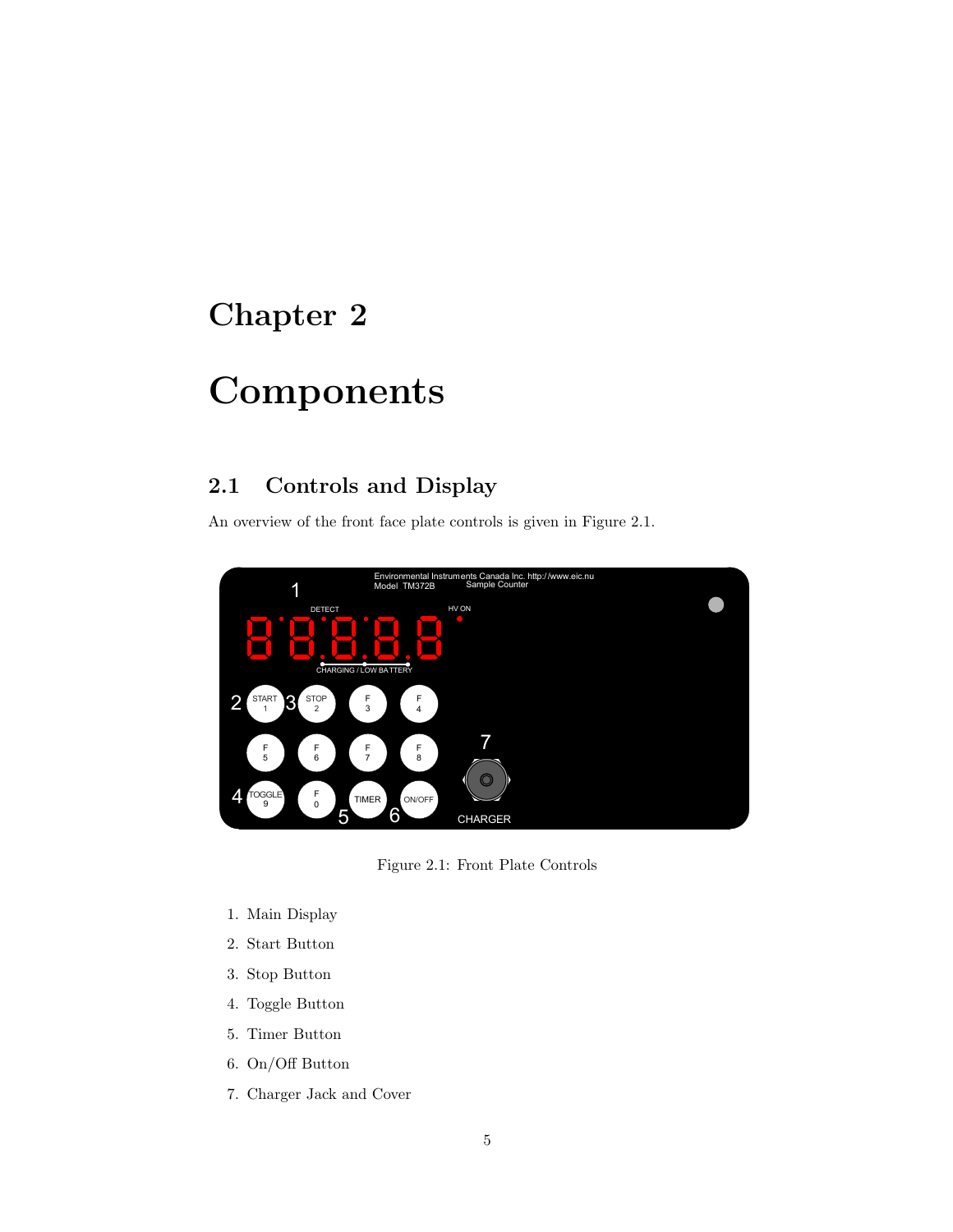# Chapter 2

# Components

## 2.1 Controls and Display

An overview of the front face plate controls is given in Figure 2.1.

Figure 2.1: Front Plate Controls

1. Main Display
2. Start Button
3. Stop Button
4. Toggle Button
5. Timer Button
6. On/Off Button
7. Charger Jack and Cover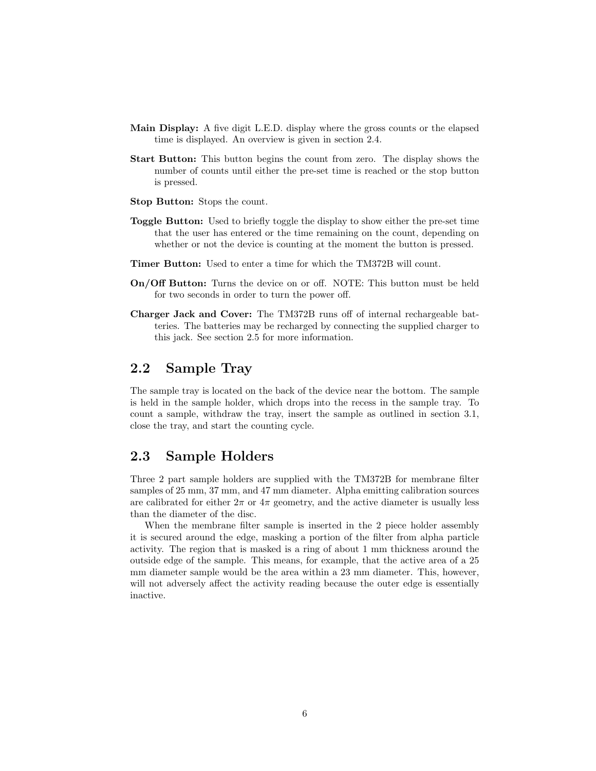**Main Display:** A five digit L.E.D. display where the gross counts or the elapsed time is displayed. An overview is given in section 2.4.

**Start Button:** This button begins the count from zero. The display shows the number of counts until either the pre-set time is reached or the stop button is pressed.

**Stop Button:** Stops the count.

**Toggle Button:** Used to briefly toggle the display to show either the pre-set time that the user has entered or the time remaining on the count, depending on whether or not the device is counting at the moment the button is pressed.

**Timer Button:** Used to enter a time for which the TM372B will count.

**On/Off Button:** Turns the device on or off. NOTE: This button must be held for two seconds in order to turn the power off.

**Charger Jack and Cover:** The TM372B runs off of internal rechargeable batteries. The batteries may be recharged by connecting the supplied charger to this jack. See section 2.5 for more information.

## 2.2 Sample Tray

The sample tray is located on the back of the device near the bottom. The sample is held in the sample holder, which drops into the recess in the sample tray. To count a sample, withdraw the tray, insert the sample as outlined in section 3.1, close the tray, and start the counting cycle.

## 2.3 Sample Holders

Three 2 part sample holders are supplied with the TM372B for membrane filter samples of 25 mm, 37 mm, and 47 mm diameter. Alpha emitting calibration sources are calibrated for either $2\pi$ or $4\pi$ geometry, and the active diameter is usually less than the diameter of the disc.

When the membrane filter sample is inserted in the 2 piece holder assembly it is secured around the edge, masking a portion of the filter from alpha particle activity. The region that is masked is a ring of about 1 mm thickness around the outside edge of the sample. This means, for example, that the active area of a 25 mm diameter sample would be the area within a 23 mm diameter. This, however, will not adversely affect the activity reading because the outer edge is essentially inactive.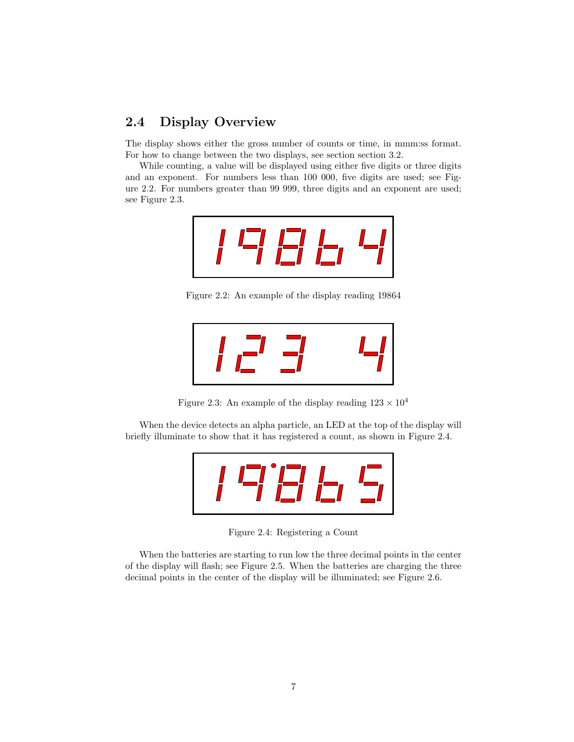## 2.4 Display Overview

The display shows either the gross number of counts or time, in mmm:ss format. For how to change between the two displays, see section section 3.2.

While counting, a value will be displayed using either five digits or three digits and an exponent. For numbers less than 100 000, five digits are used; see Figure 2.2. For numbers greater than 99 999, three digits and an exponent are used; see Figure 2.3.

Figure 2.2: An example of the display reading 19864

Figure 2.3: An example of the display reading $123 \times 10^4$

When the device detects an alpha particle, an LED at the top of the display will briefly illuminate to show that it has registered a count, as shown in Figure 2.4.

Figure 2.4: Registering a Count

When the batteries are starting to run low the three decimal points in the center of the display will flash; see Figure 2.5. When the batteries are charging the three decimal points in the center of the display will be illuminated; see Figure 2.6.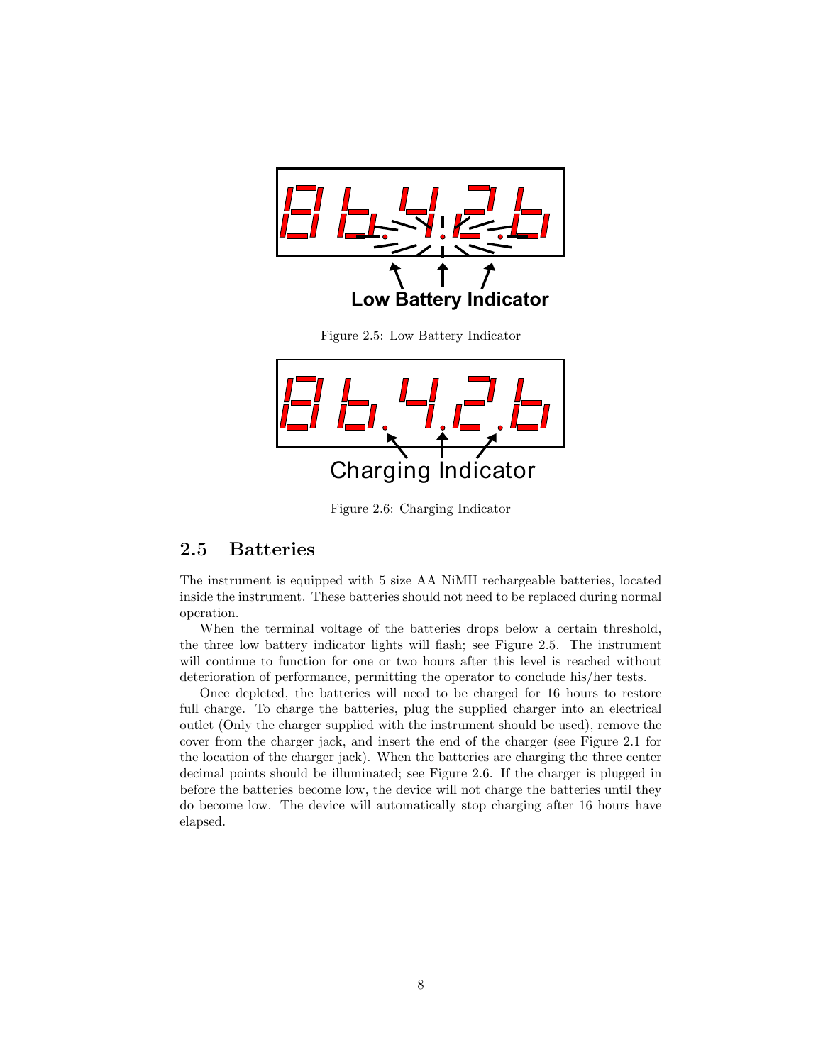Low Battery Indicator

Figure 2.5: Low Battery Indicator

Charging Indicator

Figure 2.6: Charging Indicator

## 2.5 Batteries

The instrument is equipped with 5 size AA NiMH rechargeable batteries, located inside the instrument. These batteries should not need to be replaced during normal operation.

When the terminal voltage of the batteries drops below a certain threshold, the three low battery indicator lights will flash; see Figure 2.5. The instrument will continue to function for one or two hours after this level is reached without deterioration of performance, permitting the operator to conclude his/her tests.

Once depleted, the batteries will need to be charged for 16 hours to restore full charge. To charge the batteries, plug the supplied charger into an electrical outlet (Only the charger supplied with the instrument should be used), remove the cover from the charger jack, and insert the end of the charger (see Figure 2.1 for the location of the charger jack). When the batteries are charging the three center decimal points should be illuminated; see Figure 2.6. If the charger is plugged in before the batteries become low, the device will not charge the batteries until they do become low. The device will automatically stop charging after 16 hours have elapsed.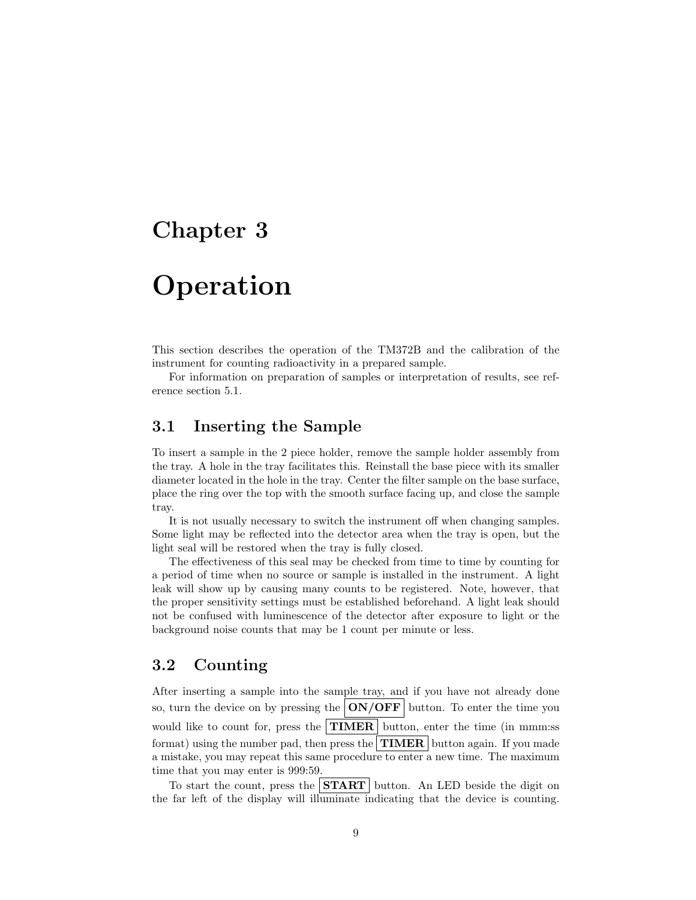# Chapter 3

# Operation

This section describes the operation of the TM372B and the calibration of the instrument for counting radioactivity in a prepared sample.

For information on preparation of samples or interpretation of results, see reference section 5.1.

## 3.1 Inserting the Sample

To insert a sample in the 2 piece holder, remove the sample holder assembly from the tray. A hole in the tray facilitates this. Reinstall the base piece with its smaller diameter located in the hole in the tray. Center the filter sample on the base surface, place the ring over the top with the smooth surface facing up, and close the sample tray.

It is not usually necessary to switch the instrument off when changing samples. Some light may be reflected into the detector area when the tray is open, but the light seal will be restored when the tray is fully closed.

The effectiveness of this seal may be checked from time to time by counting for a period of time when no source or sample is installed in the instrument. A light leak will show up by causing many counts to be registered. Note, however, that the proper sensitivity settings must be established beforehand. A light leak should not be confused with luminescence of the detector after exposure to light or the background noise counts that may be 1 count per minute or less.

## 3.2 Counting

After inserting a sample into the sample tray, and if you have not already done so, turn the device on by pressing the **ON/OFF** button. To enter the time you would like to count for, press the **TIMER** button, enter the time (in mmm:ss format) using the number pad, then press the **TIMER** button again. If you made a mistake, you may repeat this same procedure to enter a new time. The maximum time that you may enter is 999:59.

To start the count, press the **START** button. An LED beside the digit on the far left of the display will illuminate indicating that the device is counting.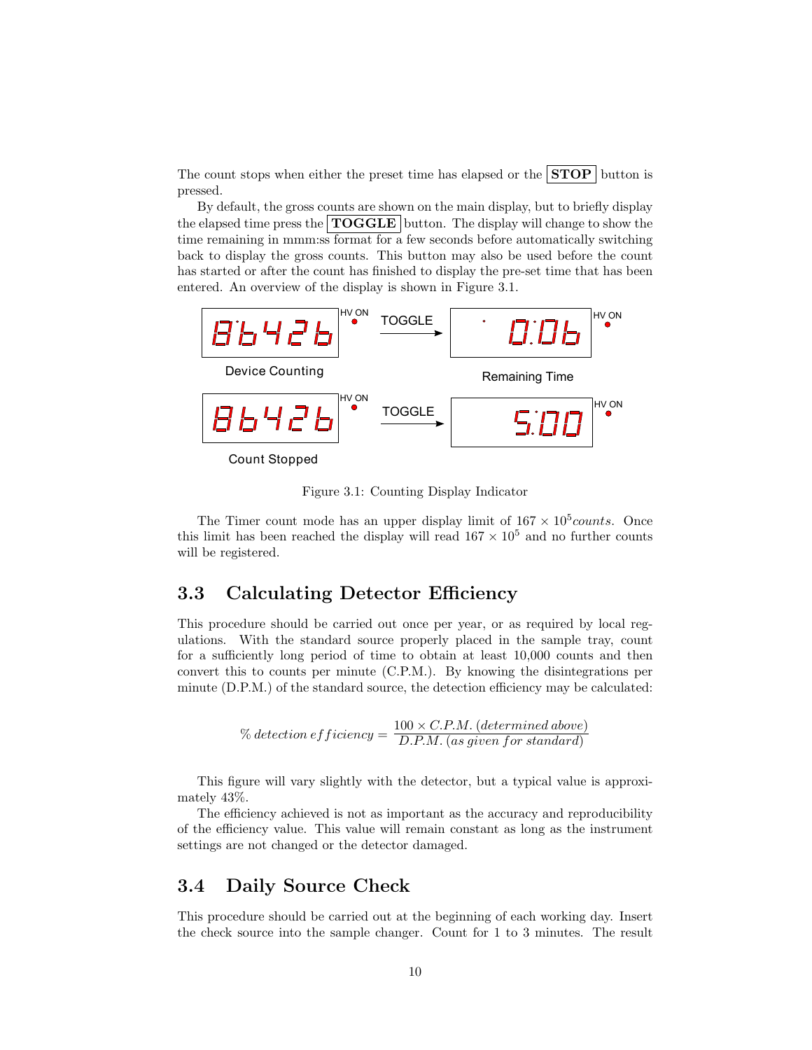The count stops when either the preset time has elapsed or the **STOP** button is pressed.

By default, the gross counts are shown on the main display, but to briefly display the elapsed time press the **TOGGLE** button. The display will change to show the time remaining in mmm:ss format for a few seconds before automatically switching back to display the gross counts. This button may also be used before the count has started or after the count has finished to display the pre-set time that has been entered. An overview of the display is shown in Figure 3.1.

Figure 3.1: Counting Display Indicator

The Timer count mode has an upper display limit of $167 \times 10^5 counts$. Once this limit has been reached the display will read $167 \times 10^5$ and no further counts will be registered.

## 3.3 Calculating Detector Efficiency

This procedure should be carried out once per year, or as required by local regulations. With the standard source properly placed in the sample tray, count for a sufficiently long period of time to obtain at least 10,000 counts and then convert this to counts per minute (C.P.M.). By knowing the disintegrations per minute (D.P.M.) of the standard source, the detection efficiency may be calculated:

$$\% \, detection \; efficiency = \frac{100 \times C.P.M. \; (determined \; above)}{D.P.M. \; (as \; given \; for \; standard)}$$

This figure will vary slightly with the detector, but a typical value is approximately 43%.

The efficiency achieved is not as important as the accuracy and reproducibility of the efficiency value. This value will remain constant as long as the instrument settings are not changed or the detector damaged.

## 3.4 Daily Source Check

This procedure should be carried out at the beginning of each working day. Insert the check source into the sample changer. Count for 1 to 3 minutes. The result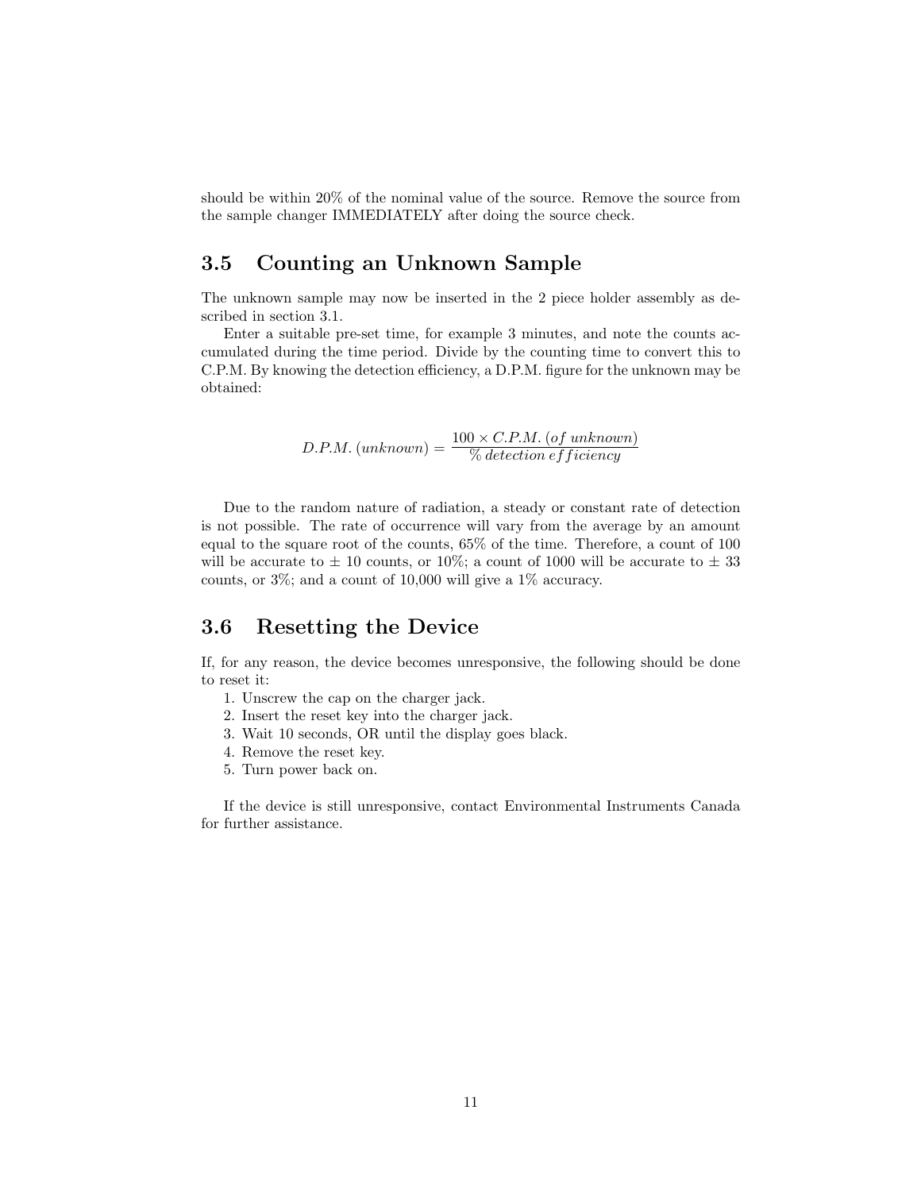should be within 20% of the nominal value of the source. Remove the source from the sample changer IMMEDIATELY after doing the source check.

## 3.5 Counting an Unknown Sample

The unknown sample may now be inserted in the 2 piece holder assembly as described in section 3.1.

Enter a suitable pre-set time, for example 3 minutes, and note the counts accumulated during the time period. Divide by the counting time to convert this to C.P.M. By knowing the detection efficiency, a D.P.M. figure for the unknown may be obtained:

$$D.P.M.\,(unknown) = \frac{100 \times C.P.M.\,(of\ unknown)}{\%\,detection\ efficiency}$$

Due to the random nature of radiation, a steady or constant rate of detection is not possible. The rate of occurrence will vary from the average by an amount equal to the square root of the counts, 65% of the time. Therefore, a count of 100 will be accurate to ± 10 counts, or 10%; a count of 1000 will be accurate to ± 33 counts, or 3%; and a count of 10,000 will give a 1% accuracy.

## 3.6 Resetting the Device

If, for any reason, the device becomes unresponsive, the following should be done to reset it:

1. Unscrew the cap on the charger jack.
2. Insert the reset key into the charger jack.
3. Wait 10 seconds, OR until the display goes black.
4. Remove the reset key.
5. Turn power back on.

If the device is still unresponsive, contact Environmental Instruments Canada for further assistance.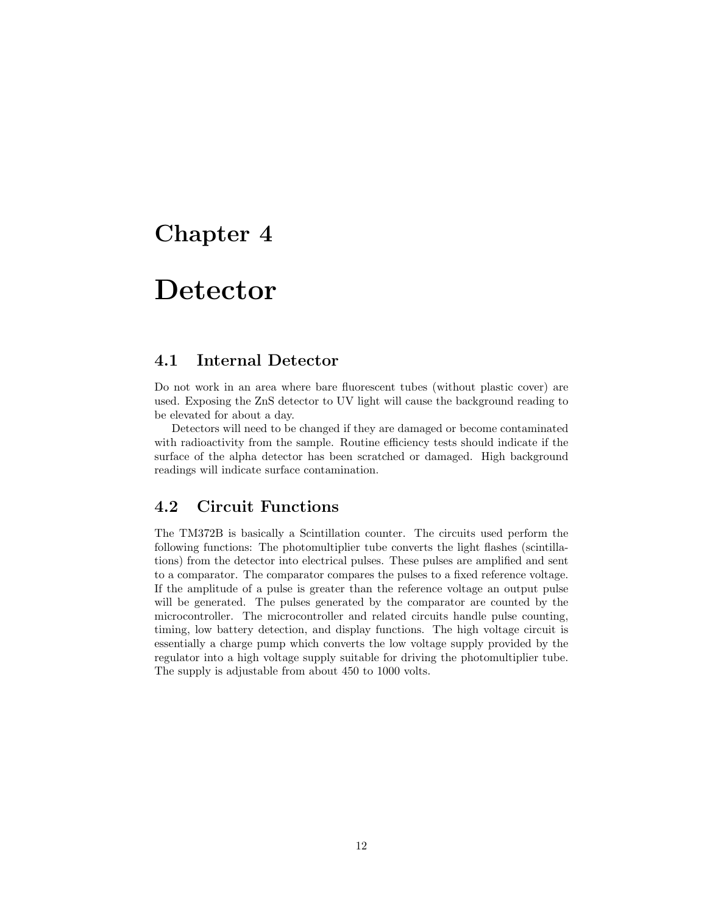# Chapter 4

# Detector

## 4.1 Internal Detector

Do not work in an area where bare fluorescent tubes (without plastic cover) are used. Exposing the ZnS detector to UV light will cause the background reading to be elevated for about a day.

Detectors will need to be changed if they are damaged or become contaminated with radioactivity from the sample. Routine efficiency tests should indicate if the surface of the alpha detector has been scratched or damaged. High background readings will indicate surface contamination.

## 4.2 Circuit Functions

The TM372B is basically a Scintillation counter. The circuits used perform the following functions: The photomultiplier tube converts the light flashes (scintillations) from the detector into electrical pulses. These pulses are amplified and sent to a comparator. The comparator compares the pulses to a fixed reference voltage. If the amplitude of a pulse is greater than the reference voltage an output pulse will be generated. The pulses generated by the comparator are counted by the microcontroller. The microcontroller and related circuits handle pulse counting, timing, low battery detection, and display functions. The high voltage circuit is essentially a charge pump which converts the low voltage supply provided by the regulator into a high voltage supply suitable for driving the photomultiplier tube. The supply is adjustable from about 450 to 1000 volts.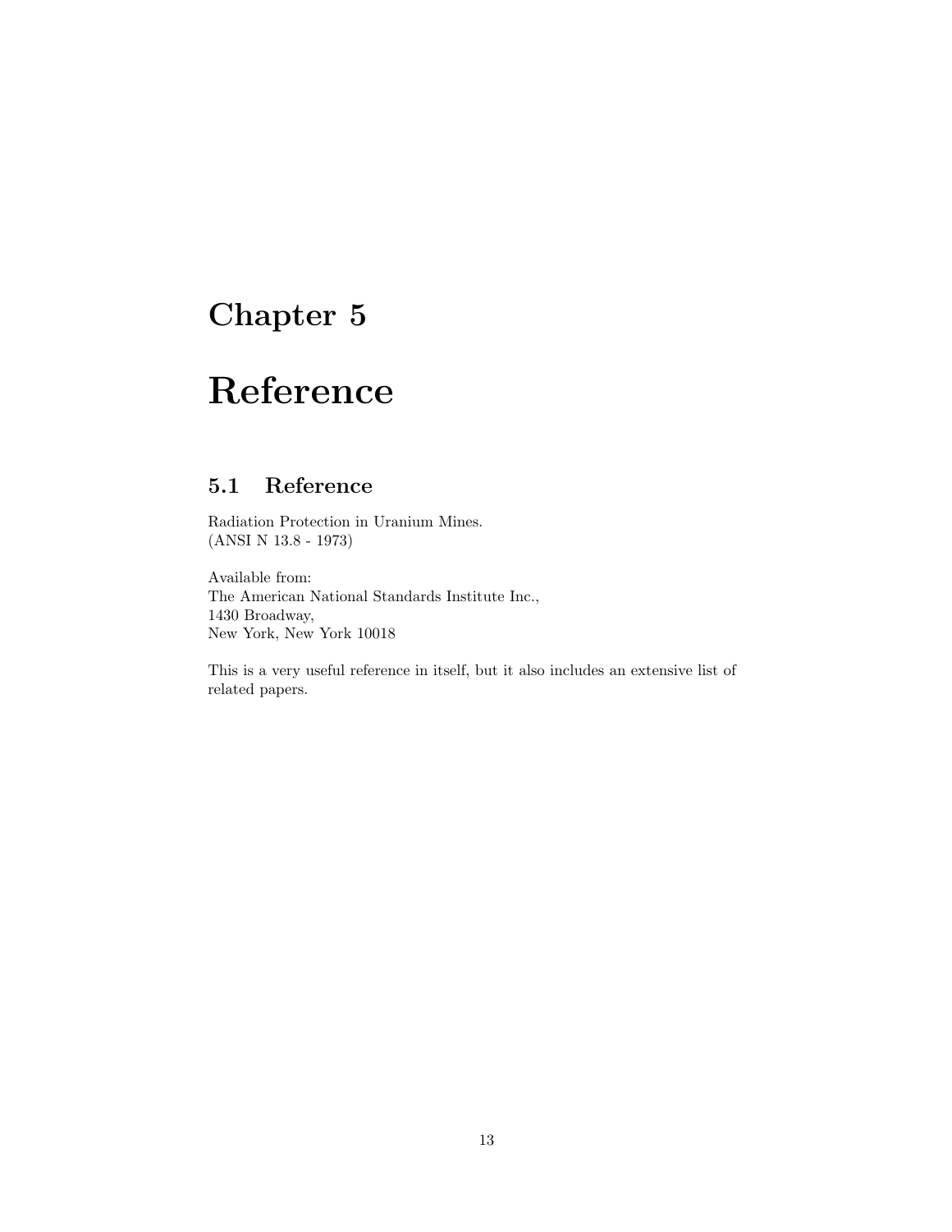# Chapter 5

# Reference

## 5.1 Reference

Radiation Protection in Uranium Mines.
(ANSI N 13.8 - 1973)

Available from:
The American National Standards Institute Inc.,
1430 Broadway,
New York, New York 10018

This is a very useful reference in itself, but it also includes an extensive list of related papers.